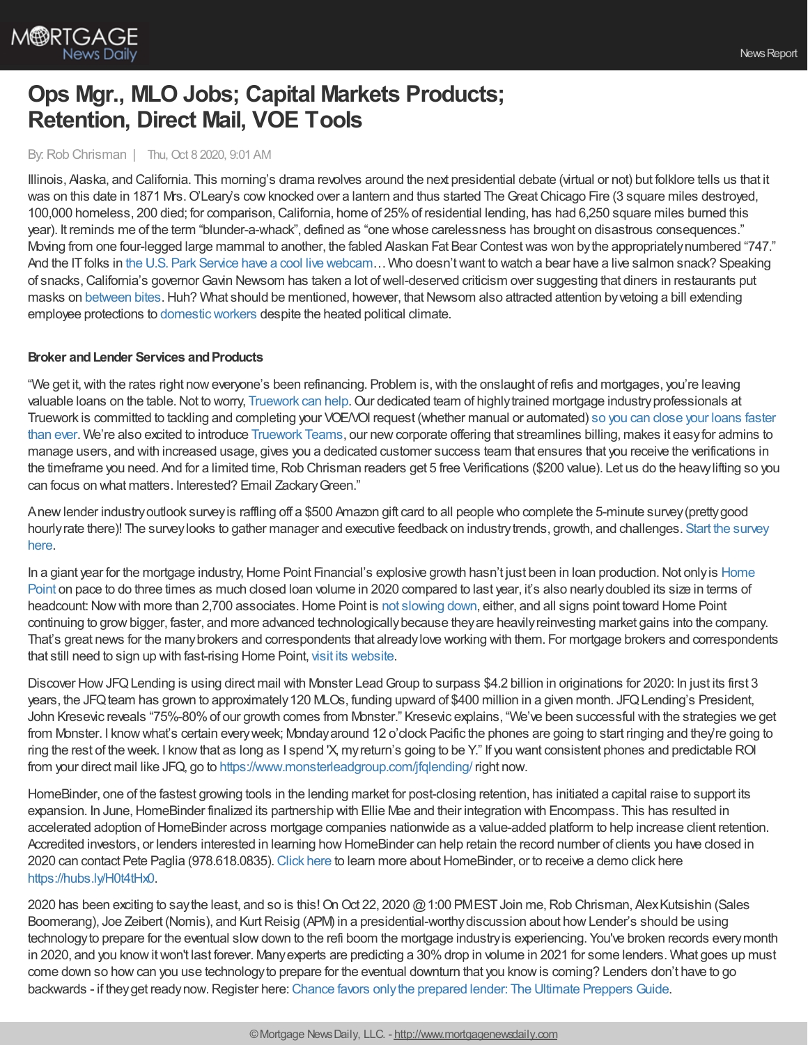# Ops Mgr., MLO Jobs; Capital Markets Products; Retention, Direct Mail, VOE Tools

By: Rob Chrisman | Thu, Oct 8 2020, 9:01 AM

Illinois, Alaska, and California. This morning's drama revolves around the next presidential debate (virtual or not) but folklore tells us that it was on this date in 1871 Mrs. O'Leary's cow knocked over a lantern and thus started The Great Chicago Fire (3 square miles destroyed, 100,000 homeless, 200 died; for comparison, California, home of 25% of residential lending, has had 6,250 square miles burned this year). It reminds me of the term "blunder-a-whack", defined as "one whose carelessness has brought on disastrous consequences." Moving from one four-legged large mammal to another, the fabled Alaskan Fat Bear Contest was won by the appropriately numbered "747." And the IT folks in the U.S. Park Service have a cool live webcam… Who doesn't want to watch a bear have a live salmon snack? Speaking of snacks, California's governor Gavin Newsom has taken a lot of well-deserved criticism over suggesting that diners in restaurants put masks on between bites. Huh? What should be mentioned, however, that Newsom also attracted attention by vetoing a bill extending employee protections to domestic workers despite the heated political climate.

**Broker and Lender Services and Products**

"We get it, with the rates right now everyone's been refinancing. Problem is, with the onslaught of refis and mortgages, you're leaving valuable loans on the table. Not to worry, Truework can help. Our dedicated team of highly trained mortgage industry professionals at Truework is committed to tackling and completing your VOE/VOI request (whether manual or automated) so you can close your loans faster than ever. We're also excited to introduce Truework Teams, our new corporate offering that streamlines billing, makes it easy for admins to manage users, and with increased usage, gives you a dedicated customer success team that ensures that you receive the verifications in the timeframe you need. And for a limited time, Rob Chrisman readers get 5 free Verifications ($200 value). Let us do the heavy lifting so you can focus on what matters. Interested? Email Zackary Green."

A new lender industry outlook survey is raffling off a $500 Amazon gift card to all people who complete the 5-minute survey (pretty good hourly rate there)! The survey looks to gather manager and executive feedback on industry trends, growth, and challenges. Start the survey here.

In a giant year for the mortgage industry, Home Point Financial's explosive growth hasn't just been in loan production. Not only is Home Point on pace to do three times as much closed loan volume in 2020 compared to last year, it's also nearly doubled its size in terms of headcount: Now with more than 2,700 associates. Home Point is not slowing down, either, and all signs point toward Home Point continuing to grow bigger, faster, and more advanced technologically because they are heavily reinvesting market gains into the company. That's great news for the many brokers and correspondents that already love working with them. For mortgage brokers and correspondents that still need to sign up with fast-rising Home Point, visit its website.

Discover How JFQ Lending is using direct mail with Monster Lead Group to surpass $4.2 billion in originations for 2020: In just its first 3 years, the JFQ team has grown to approximately 120 MLOs, funding upward of $400 million in a given month. JFQ Lending's President, John Kresevic reveals "75%-80% of our growth comes from Monster." Kresevic explains, "We've been successful with the strategies we get from Monster. I know what's certain every week; Monday around 12 o'clock Pacific the phones are going to start ringing and they're going to ring the rest of the week. I know that as long as I spend 'X, my return's going to be Y." If you want consistent phones and predictable ROI from your direct mail like JFQ, go to https://www.monsterleadgroup.com/jfqlending/ right now.

HomeBinder, one of the fastest growing tools in the lending market for post-closing retention, has initiated a capital raise to support its expansion. In June, HomeBinder finalized its partnership with Ellie Mae and their integration with Encompass. This has resulted in accelerated adoption of HomeBinder across mortgage companies nationwide as a value-added platform to help increase client retention. Accredited investors, or lenders interested in learning how HomeBinder can help retain the record number of clients you have closed in 2020 can contact Pete Paglia (978.618.0835). Click here to learn more about HomeBinder, or to receive a demo click here https://hubs.ly/H0t4tHx0.

2020 has been exciting to say the least, and so is this! On Oct 22, 2020 @ 1:00 PM EST Join me, Rob Chrisman, Alex Kutsishin (Sales Boomerang), Joe Zeibert (Nomis), and Kurt Reisig (APM) in a presidential-worthy discussion about how Lender's should be using technology to prepare for the eventual slow down to the refi boom the mortgage industry is experiencing. You've broken records every month in 2020, and you know it won't last forever. Many experts are predicting a 30% drop in volume in 2021 for some lenders. What goes up must come down so how can you use technology to prepare for the eventual downturn that you know is coming? Lenders don't have to go backwards - if they get ready now. Register here: Chance favors only the prepared lender: The Ultimate Preppers Guide.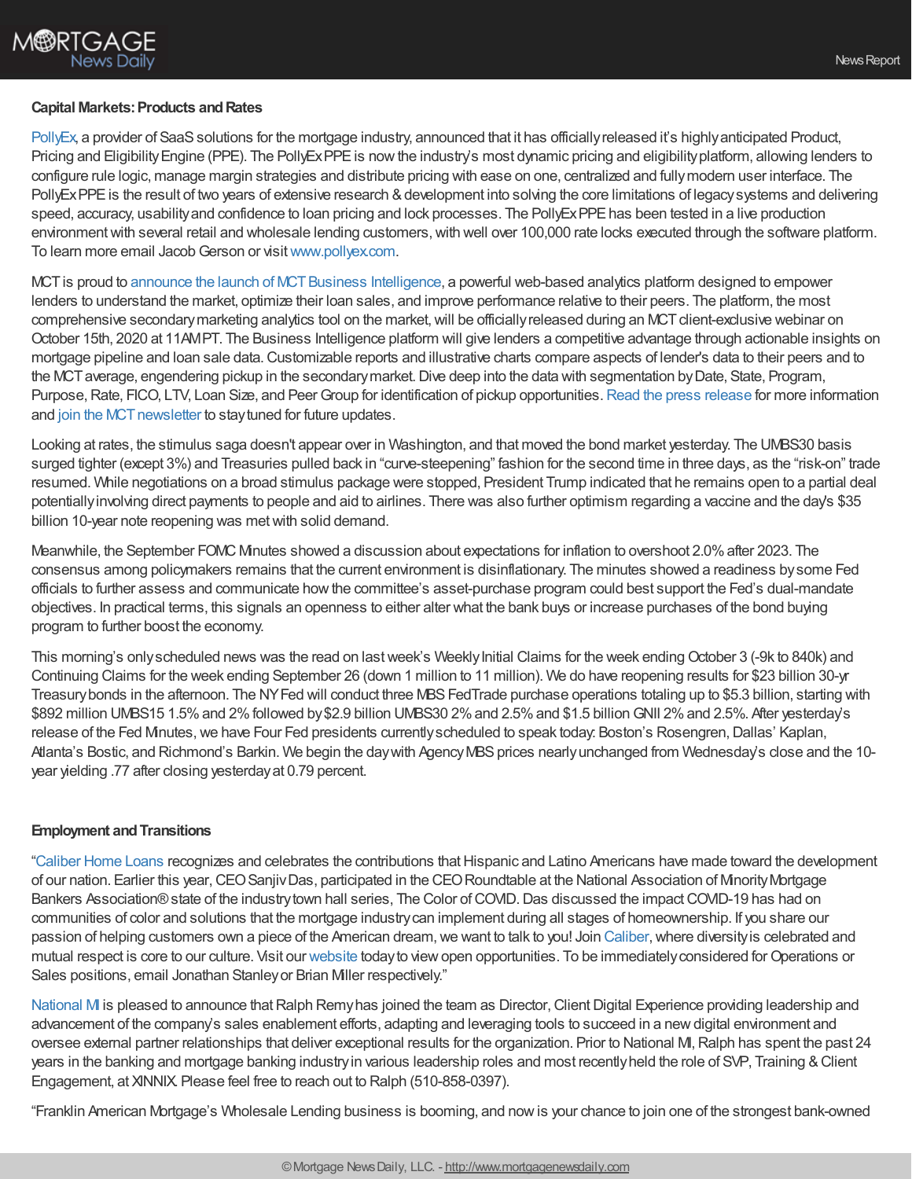**Capital Markets: Products and Rates**

PollyEx, a provider of SaaS solutions for the mortgage industry, announced that it has officially released it's highly anticipated Product, Pricing and Eligibility Engine (PPE). The PollyEx PPE is now the industry's most dynamic pricing and eligibility platform, allowing lenders to configure rule logic, manage margin strategies and distribute pricing with ease on one, centralized and fully modern user interface. The PollyEx PPE is the result of two years of extensive research & development into solving the core limitations of legacy systems and delivering speed, accuracy, usability and confidence to loan pricing and lock processes. The PollyEx PPE has been tested in a live production environment with several retail and wholesale lending customers, with well over 100,000 rate locks executed through the software platform. To learn more email Jacob Gerson or visit www.pollyex.com.

MCT is proud to announce the launch of MCT Business Intelligence, a powerful web-based analytics platform designed to empower lenders to understand the market, optimize their loan sales, and improve performance relative to their peers. The platform, the most comprehensive secondary marketing analytics tool on the market, will be officially released during an MCT client-exclusive webinar on October 15th, 2020 at 11AM PT. The Business Intelligence platform will give lenders a competitive advantage through actionable insights on mortgage pipeline and loan sale data. Customizable reports and illustrative charts compare aspects of lender's data to their peers and to the MCT average, engendering pickup in the secondary market. Dive deep into the data with segmentation by Date, State, Program, Purpose, Rate, FICO, LTV, Loan Size, and Peer Group for identification of pickup opportunities. Read the press release for more information and join the MCT newsletter to stay tuned for future updates.

Looking at rates, the stimulus saga doesn't appear over in Washington, and that moved the bond market yesterday. The UMBS30 basis surged tighter (except 3%) and Treasuries pulled back in "curve-steepening" fashion for the second time in three days, as the "risk-on" trade resumed. While negotiations on a broad stimulus package were stopped, President Trump indicated that he remains open to a partial deal potentially involving direct payments to people and aid to airlines. There was also further optimism regarding a vaccine and the day's $35 billion 10-year note reopening was met with solid demand.

Meanwhile, the September FOMC Minutes showed a discussion about expectations for inflation to overshoot 2.0% after 2023. The consensus among policymakers remains that the current environment is disinflationary. The minutes showed a readiness by some Fed officials to further assess and communicate how the committee's asset-purchase program could best support the Fed's dual-mandate objectives. In practical terms, this signals an openness to either alter what the bank buys or increase purchases of the bond buying program to further boost the economy.

This morning's only scheduled news was the read on last week's Weekly Initial Claims for the week ending October 3 (-9k to 840k) and Continuing Claims for the week ending September 26 (down 1 million to 11 million). We do have reopening results for $23 billion 30-yr Treasury bonds in the afternoon. The NY Fed will conduct three MBS FedTrade purchase operations totaling up to $5.3 billion, starting with $892 million UMBS15 1.5% and 2% followed by $2.9 billion UMBS30 2% and 2.5% and $1.5 billion GNII 2% and 2.5%. After yesterday's release of the Fed Minutes, we have Four Fed presidents currently scheduled to speak today: Boston's Rosengren, Dallas' Kaplan, Atlanta's Bostic, and Richmond's Barkin. We begin the day with Agency MBS prices nearly unchanged from Wednesday's close and the 10-year yielding .77 after closing yesterday at 0.79 percent.

**Employment and Transitions**

"Caliber Home Loans recognizes and celebrates the contributions that Hispanic and Latino Americans have made toward the development of our nation. Earlier this year, CEO Sanjiv Das, participated in the CEO Roundtable at the National Association of Minority Mortgage Bankers Association® state of the industry town hall series, The Color of COVID. Das discussed the impact COVID-19 has had on communities of color and solutions that the mortgage industry can implement during all stages of homeownership. If you share our passion of helping customers own a piece of the American dream, we want to talk to you! Join Caliber, where diversity is celebrated and mutual respect is core to our culture. Visit our website today to view open opportunities. To be immediately considered for Operations or Sales positions, email Jonathan Stanley or Brian Miller respectively."

National MI is pleased to announce that Ralph Remy has joined the team as Director, Client Digital Experience providing leadership and advancement of the company's sales enablement efforts, adapting and leveraging tools to succeed in a new digital environment and oversee external partner relationships that deliver exceptional results for the organization. Prior to National MI, Ralph has spent the past 24 years in the banking and mortgage banking industry in various leadership roles and most recently held the role of SVP, Training & Client Engagement, at XINNIX. Please feel free to reach out to Ralph (510-858-0397).

"Franklin American Mortgage's Wholesale Lending business is booming, and now is your chance to join one of the strongest bank-owned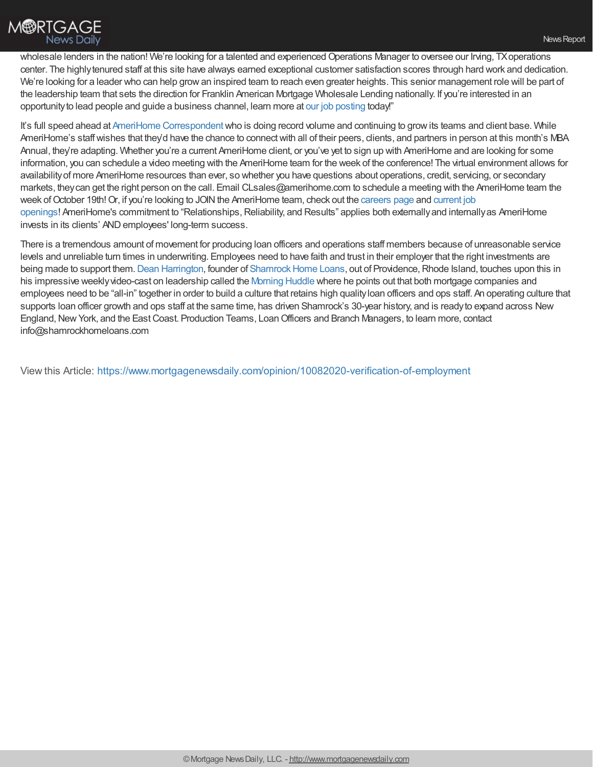wholesale lenders in the nation! We're looking for a talented and experienced Operations Manager to oversee our Irving, TX operations center. The highly tenured staff at this site have always earned exceptional customer satisfaction scores through hard work and dedication. We're looking for a leader who can help grow an inspired team to reach even greater heights. This senior management role will be part of the leadership team that sets the direction for Franklin American Mortgage Wholesale Lending nationally. If you're interested in an opportunity to lead people and guide a business channel, learn more at our job posting today!"

It's full speed ahead at AmeriHome Correspondent who is doing record volume and continuing to grow its teams and client base. While AmeriHome's staff wishes that they'd have the chance to connect with all of their peers, clients, and partners in person at this month's MBA Annual, they're adapting. Whether you're a current AmeriHome client, or you've yet to sign up with AmeriHome and are looking for some information, you can schedule a video meeting with the AmeriHome team for the week of the conference! The virtual environment allows for availability of more AmeriHome resources than ever, so whether you have questions about operations, credit, servicing, or secondary markets, they can get the right person on the call. Email CLsales@amerihome.com to schedule a meeting with the AmeriHome team the week of October 19th! Or, if you're looking to JOIN the AmeriHome team, check out the careers page and current job openings! AmeriHome's commitment to "Relationships, Reliability, and Results" applies both externally and internally as AmeriHome invests in its clients' AND employees' long-term success.

There is a tremendous amount of movement for producing loan officers and operations staff members because of unreasonable service levels and unreliable turn times in underwriting. Employees need to have faith and trust in their employer that the right investments are being made to support them. Dean Harrington, founder of Shamrock Home Loans, out of Providence, Rhode Island, touches upon this in his impressive weekly video-cast on leadership called the Morning Huddle where he points out that both mortgage companies and employees need to be "all-in" together in order to build a culture that retains high quality loan officers and ops staff. An operating culture that supports loan officer growth and ops staff at the same time, has driven Shamrock's 30-year history, and is ready to expand across New England, New York, and the East Coast. Production Teams, Loan Officers and Branch Managers, to learn more, contact info@shamrockhomeloans.com

View this Article: https://www.mortgagenewsdaily.com/opinion/10082020-verification-of-employment